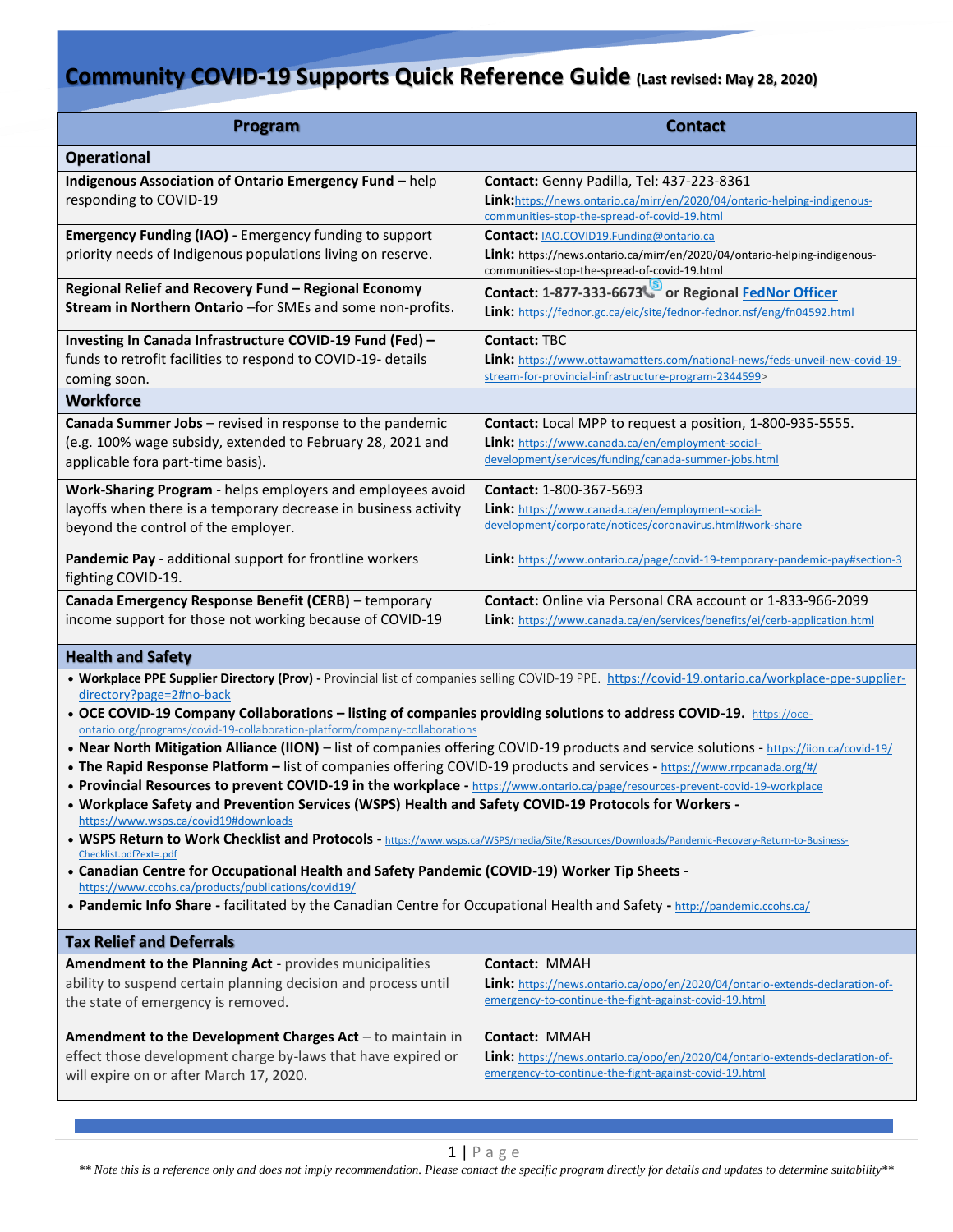# Community COVID-19 Supports Quick Reference Guide (Last revised: May 28, 2020)

| Program | Contact |
|---|---|
| **Operational** | |
| **Indigenous Association of Ontario Emergency Fund –** help responding to COVID-19 | **Contact:** Genny Padilla, Tel: 437-223-8361<br>**Link:** https://news.ontario.ca/mirr/en/2020/04/ontario-helping-indigenous-communities-stop-the-spread-of-covid-19.html |
| **Emergency Funding (IAO) -** Emergency funding to support priority needs of Indigenous populations living on reserve. | **Contact:** IAO.COVID19.Funding@ontario.ca<br>**Link:** https://news.ontario.ca/mirr/en/2020/04/ontario-helping-indigenous-communities-stop-the-spread-of-covid-19.html |
| **Regional Relief and Recovery Fund – Regional Economy Stream in Northern Ontario** –for SMEs and some non-profits. | **Contact: 1-877-333-6673 or Regional FedNor Officer**<br>**Link:** https://fednor.gc.ca/eic/site/fednor-fednor.nsf/eng/fn04592.html |
| **Investing In Canada Infrastructure COVID-19 Fund (Fed) –** funds to retrofit facilities to respond to COVID-19- details coming soon. | **Contact:** TBC<br>**Link:** https://www.ottawamatters.com/national-news/feds-unveil-new-covid-19-stream-for-provincial-infrastructure-program-2344599> |
| **Workforce** | |
| **Canada Summer Jobs** – revised in response to the pandemic (e.g. 100% wage subsidy, extended to February 28, 2021 and applicable fora part-time basis). | **Contact:** Local MPP to request a position, 1-800-935-5555.<br>**Link:** https://www.canada.ca/en/employment-social-development/services/funding/canada-summer-jobs.html |
| **Work-Sharing Program** - helps employers and employees avoid layoffs when there is a temporary decrease in business activity beyond the control of the employer. | **Contact:** 1-800-367-5693<br>**Link:** https://www.canada.ca/en/employment-social-development/corporate/notices/coronavirus.html#work-share |
| **Pandemic Pay** - additional support for frontline workers fighting COVID-19. | **Link:** https://www.ontario.ca/page/covid-19-temporary-pandemic-pay#section-3 |
| **Canada Emergency Response Benefit (CERB)** – temporary income support for those not working because of COVID-19 | **Contact:** Online via Personal CRA account or 1-833-966-2099<br>**Link:** https://www.canada.ca/en/services/benefits/ei/cerb-application.html |

**Health and Safety**

- **Workplace PPE Supplier Directory (Prov)** - Provincial list of companies selling COVID-19 PPE. https://covid-19.ontario.ca/workplace-ppe-supplier-directory?page=2#no-back
- **OCE COVID-19 Company Collaborations – listing of companies providing solutions to address COVID-19.** https://oce-ontario.org/programs/covid-19-collaboration-platform/company-collaborations
- **Near North Mitigation Alliance (IION)** – list of companies offering COVID-19 products and service solutions - https://iion.ca/covid-19/
- **The Rapid Response Platform** – list of companies offering COVID-19 products and services - https://www.rrpcanada.org/#/
- **Provincial Resources to prevent COVID-19 in the workplace** - https://www.ontario.ca/page/resources-prevent-covid-19-workplace
- **Workplace Safety and Prevention Services (WSPS) Health and Safety COVID-19 Protocols for Workers** - https://www.wsps.ca/covid19#downloads
- **WSPS Return to Work Checklist and Protocols** - https://www.wsps.ca/WSPS/media/Site/Resources/Downloads/Pandemic-Recovery-Return-to-Business-Checklist.pdf?ext=.pdf
- **Canadian Centre for Occupational Health and Safety Pandemic (COVID-19) Worker Tip Sheets** - https://www.ccohs.ca/products/publications/covid19/
- **Pandemic Info Share** - facilitated by the Canadian Centre for Occupational Health and Safety - http://pandemic.ccohs.ca/

| Program | Contact |
|---|---|
| **Tax Relief and Deferrals** | |
| **Amendment to the Planning Act** - provides municipalities ability to suspend certain planning decision and process until the state of emergency is removed. | **Contact:** MMAH<br>**Link:** https://news.ontario.ca/opo/en/2020/04/ontario-extends-declaration-of-emergency-to-continue-the-fight-against-covid-19.html |
| **Amendment to the Development Charges Act** – to maintain in effect those development charge by-laws that have expired or will expire on or after March 17, 2020. | **Contact:** MMAH<br>**Link:** https://news.ontario.ca/opo/en/2020/04/ontario-extends-declaration-of-emergency-to-continue-the-fight-against-covid-19.html |

*** Note this is a reference only and does not imply recommendation. Please contact the specific program directly for details and updates to determine suitability***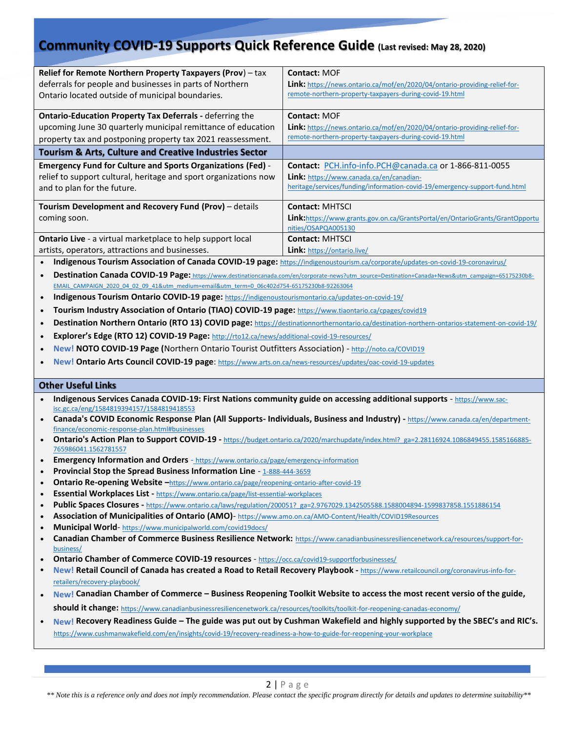# Community COVID-19 Supports Quick Reference Guide (Last revised: May 28, 2020)

| | |
|---|---|
| **Relief for Remote Northern Property Taxpayers (Prov)** – tax deferrals for people and businesses in parts of Northern Ontario located outside of municipal boundaries. | **Contact:** MOF<br>**Link:** https://news.ontario.ca/mof/en/2020/04/ontario-providing-relief-for-remote-northern-property-taxpayers-during-covid-19.html |
| **Ontario-Education Property Tax Deferrals -** deferring the upcoming June 30 quarterly municipal remittance of education property tax and postponing property tax 2021 reassessment. | **Contact:** MOF<br>**Link:** https://news.ontario.ca/mof/en/2020/04/ontario-providing-relief-for-remote-northern-property-taxpayers-during-covid-19.html |
| **Tourism & Arts, Culture and Creative Industries Sector** | |
| **Emergency Fund for Culture and Sports Organizations (Fed)** - relief to support cultural, heritage and sport organizations now and to plan for the future. | **Contact:** PCH.info-info.PCH@canada.ca or 1-866-811-0055<br>**Link:** https://www.canada.ca/en/canadian-heritage/services/funding/information-covid-19/emergency-support-fund.html |
| **Tourism Development and Recovery Fund (Prov)** – details coming soon. | **Contact:** MHTSCI<br>**Link:** https://www.grants.gov.on.ca/GrantsPortal/en/OntarioGrants/GrantOpportunities/OSAPQA005130 |
| **Ontario Live** - a virtual marketplace to help support local artists, operators, attractions and businesses. | **Contact:** MHTSCI<br>**Link:** https://ontario.live/ |

- **Indigenous Tourism Association of Canada COVID-19 page:** https://indigenoustourism.ca/corporate/updates-on-covid-19-coronavirus/
- **Destination Canada COVID-19 Page:** https://www.destinationcanada.com/en/corporate-news?utm_source=Destination+Canada+News&utm_campaign=65175230b8-EMAIL_CAMPAIGN_2020_04_02_09_41&utm_medium=email&utm_term=0_06c402d754-65175230b8-92263064
- **Indigenous Tourism Ontario COVID-19 page:** https://indigenoustourismontario.ca/updates-on-covid-19/
- **Tourism Industry Association of Ontario (TIAO) COVID-19 page:** https://www.tiaontario.ca/cpages/covid19
- **Destination Northern Ontario (RTO 13) COVID page:** https://destinationnorthernontario.ca/destination-northern-ontarios-statement-on-covid-19/
- **Explorer's Edge (RTO 12) COVID-19 Page:** http://rto12.ca/news/additional-covid-19-resources/
- **New! NOTO COVID-19 Page** (Northern Ontario Tourist Outfitters Association) - http://noto.ca/COVID19
- **New! Ontario Arts Council COVID-19 page**: https://www.arts.on.ca/news-resources/updates/oac-covid-19-updates

## Other Useful Links

- **Indigenous Services Canada COVID-19: First Nations community guide on accessing additional supports** - https://www.sac-isc.gc.ca/eng/1584819394157/1584819418553
- **Canada's COVID Economic Response Plan (All Supports- Individuals, Business and Industry) -** https://www.canada.ca/en/department-finance/economic-response-plan.html#businesses
- **Ontario's Action Plan to Support COVID-19 -** https://budget.ontario.ca/2020/marchupdate/index.html?_ga=2.28116924.1086849455.1585166885-765986041.1562781557
- **Emergency Information and Orders** - https://www.ontario.ca/page/emergency-information
- **Provincial Stop the Spread Business Information Line** - 1-888-444-3659
- **Ontario Re-opening Website –** https://www.ontario.ca/page/reopening-ontario-after-covid-19
- **Essential Workplaces List -** https://www.ontario.ca/page/list-essential-workplaces
- **Public Spaces Closures -** https://www.ontario.ca/laws/regulation/200051?_ga=2.9767029.1342505588.1588004894-1599837858.1551886154
- **Association of Municipalities of Ontario (AMO)**- https://www.amo.on.ca/AMO-Content/Health/COVID19Resources
- **Municipal World**- https://www.municipalworld.com/covid19docs/
- **Canadian Chamber of Commerce Business Resilience Network:** https://www.canadianbusinessresiliencenetwork.ca/resources/support-for-business/
- **Ontario Chamber of Commerce COVID-19 resources** - https://occ.ca/covid19-supportforbusinesses/
- **New! Retail Council of Canada has created a Road to Retail Recovery Playbook -** https://www.retailcouncil.org/coronavirus-info-for-retailers/recovery-playbook/
- **New! Canadian Chamber of Commerce – Business Reopening Toolkit Website to access the most recent versio of the guide, should it change:** https://www.canadianbusinessresiliencenetwork.ca/resources/toolkits/toolkit-for-reopening-canadas-economy/
- **New! Recovery Readiness Guide – The guide was put out by Cushman Wakefield and highly supported by the SBEC's and RIC's.** https://www.cushmanwakefield.com/en/insights/covid-19/recovery-readiness-a-how-to-guide-for-reopening-your-workplace

*\*\* Note this is a reference only and does not imply recommendation. Please contact the specific program directly for details and updates to determine suitability\*\**